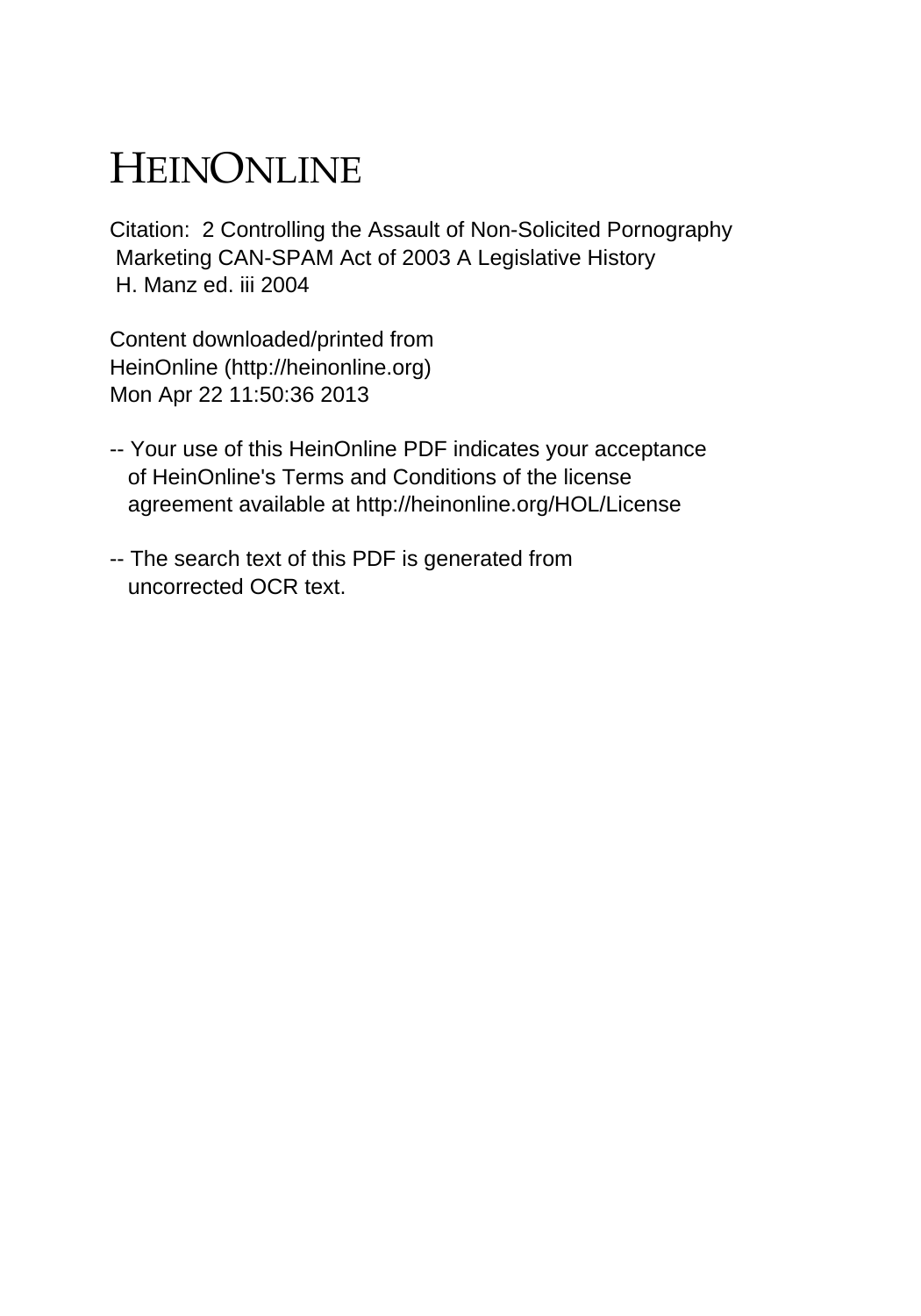# HEINONLINE

Citation: 2 Controlling the Assault of Non-Solicited Pornography Marketing CAN-SPAM Act of 2003 A Legislative History H. Manz ed. iii 2004

Content downloaded/printed from HeinOnline (http://heinonline.org) Mon Apr 22 11:50:36 2013

-- Your use of this HeinOnline PDF indicates your acceptance of HeinOnline's Terms and Conditions of the license agreement available at http://heinonline.org/HOL/License

-- The search text of this PDF is generated from uncorrected OCR text.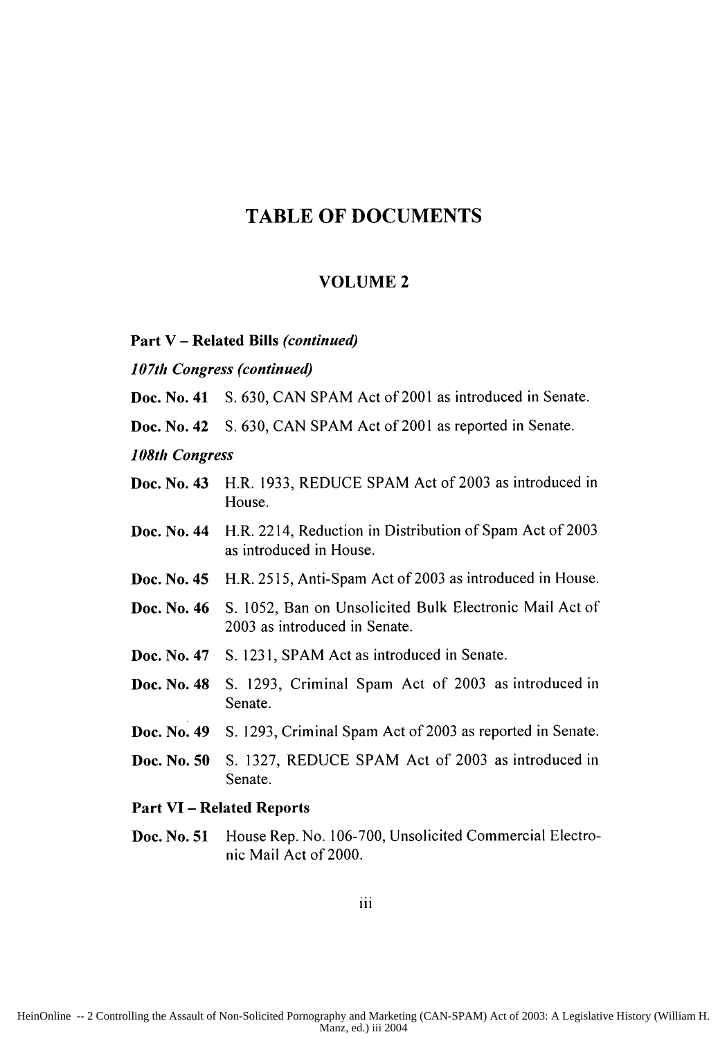# TABLE OF DOCUMENTS

## VOLUME 2

**Part V – Related Bills *(continued)***

***107th Congress (continued)***

**Doc. No. 41** S. 630, CAN SPAM Act of 2001 as introduced in Senate.

**Doc. No. 42** S. 630, CAN SPAM Act of 2001 as reported in Senate.

***108th Congress***

**Doc. No. 43** H.R. 1933, REDUCE SPAM Act of 2003 as introduced in House.

**Doc. No. 44** H.R. 2214, Reduction in Distribution of Spam Act of 2003 as introduced in House.

**Doc. No. 45** H.R. 2515, Anti-Spam Act of 2003 as introduced in House.

**Doc. No. 46** S. 1052, Ban on Unsolicited Bulk Electronic Mail Act of 2003 as introduced in Senate.

**Doc. No. 47** S. 1231, SPAM Act as introduced in Senate.

**Doc. No. 48** S. 1293, Criminal Spam Act of 2003 as introduced in Senate.

**Doc. No. 49** S. 1293, Criminal Spam Act of 2003 as reported in Senate.

**Doc. No. 50** S. 1327, REDUCE SPAM Act of 2003 as introduced in Senate.

**Part VI – Related Reports**

**Doc. No. 51** House Rep. No. 106-700, Unsolicited Commercial Electronic Mail Act of 2000.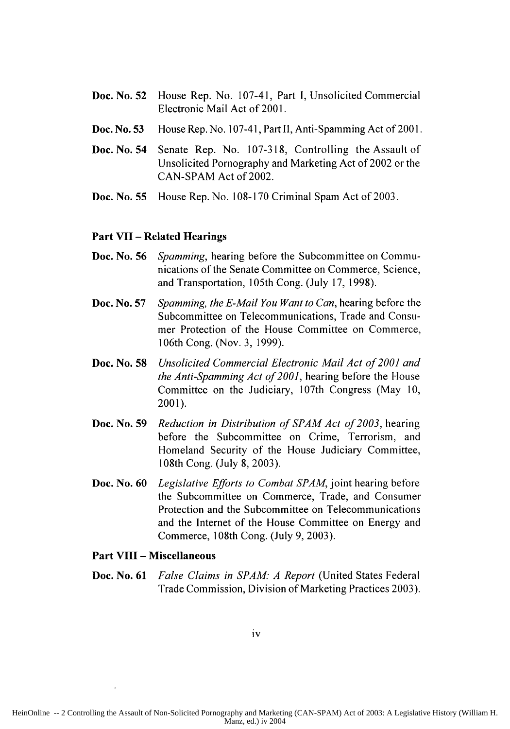**Doc. No. 52** House Rep. No. 107-41, Part I, Unsolicited Commercial Electronic Mail Act of 2001.

**Doc. No. 53** House Rep. No. 107-41, Part II, Anti-Spamming Act of 2001.

**Doc. No. 54** Senate Rep. No. 107-318, Controlling the Assault of Unsolicited Pornography and Marketing Act of 2002 or the CAN-SPAM Act of 2002.

**Doc. No. 55** House Rep. No. 108-170 Criminal Spam Act of 2003.

### Part VII – Related Hearings

**Doc. No. 56** *Spamming*, hearing before the Subcommittee on Communications of the Senate Committee on Commerce, Science, and Transportation, 105th Cong. (July 17, 1998).

**Doc. No. 57** *Spamming, the E-Mail You Want to Can*, hearing before the Subcommittee on Telecommunications, Trade and Consumer Protection of the House Committee on Commerce, 106th Cong. (Nov. 3, 1999).

**Doc. No. 58** *Unsolicited Commercial Electronic Mail Act of 2001 and the Anti-Spamming Act of 2001*, hearing before the House Committee on the Judiciary, 107th Congress (May 10, 2001).

**Doc. No. 59** *Reduction in Distribution of SPAM Act of 2003*, hearing before the Subcommittee on Crime, Terrorism, and Homeland Security of the House Judiciary Committee, 108th Cong. (July 8, 2003).

**Doc. No. 60** *Legislative Efforts to Combat SPAM*, joint hearing before the Subcommittee on Commerce, Trade, and Consumer Protection and the Subcommittee on Telecommunications and the Internet of the House Committee on Energy and Commerce, 108th Cong. (July 9, 2003).

### Part VIII – Miscellaneous

**Doc. No. 61** *False Claims in SPAM: A Report* (United States Federal Trade Commission, Division of Marketing Practices 2003).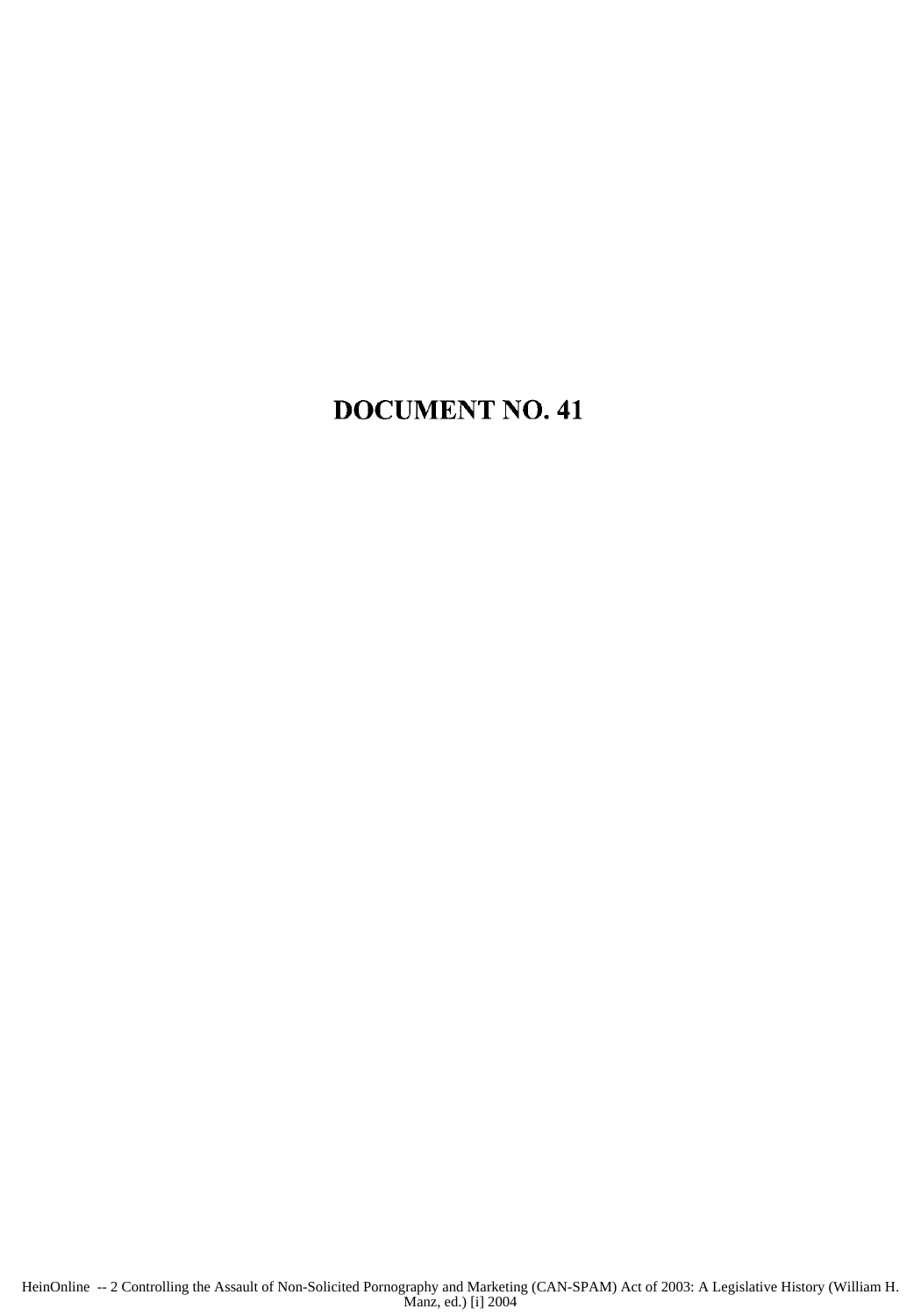# DOCUMENT NO. 41